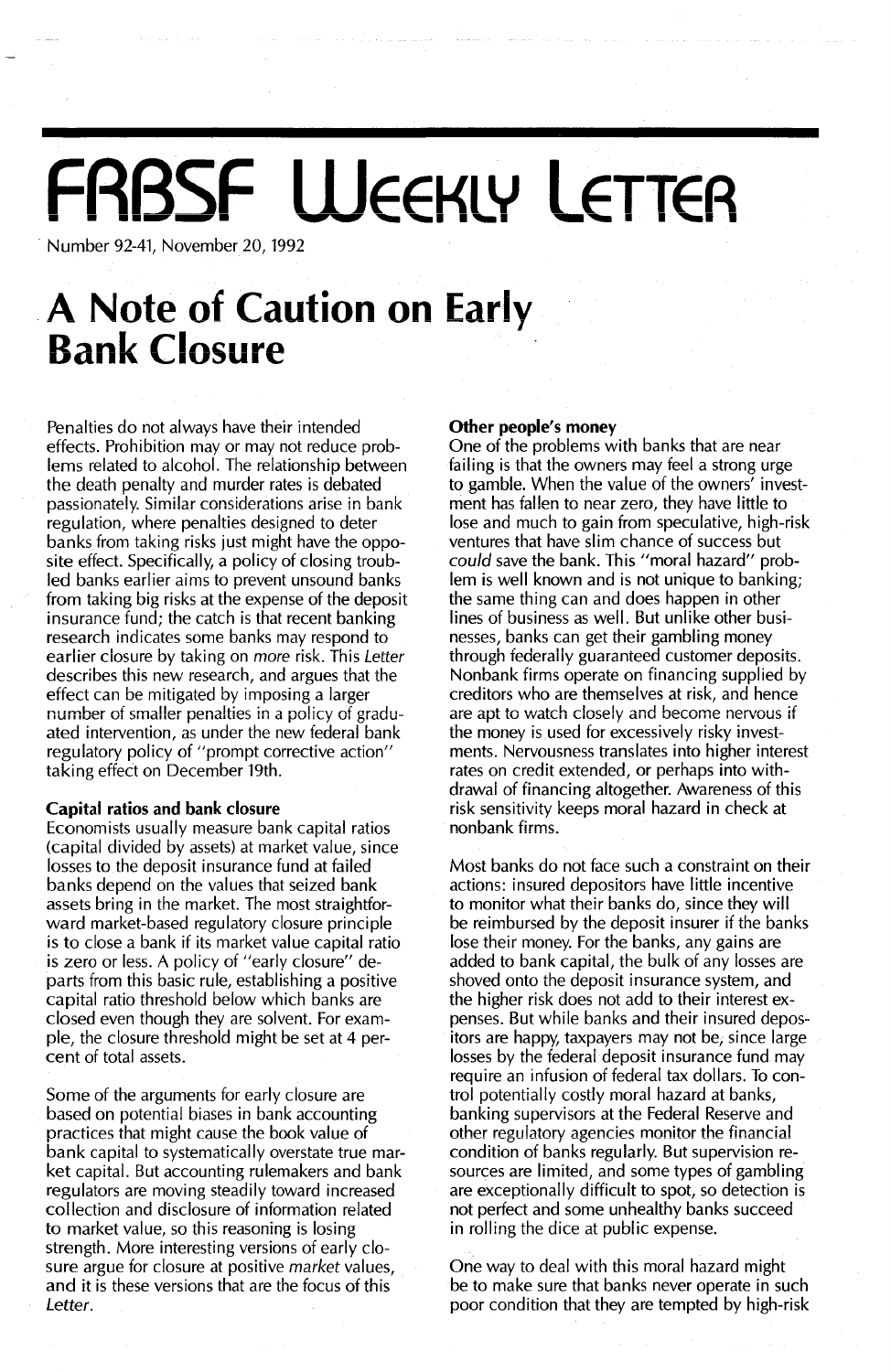# FRBSF Weekly Letter

Number 92-41, November 20, 1992

# A Note of Caution on Early Bank Closure

Penalties do not always have their intended effects. Prohibition may or may not reduce problems related to alcohol. The relationship between the death penalty and murder rates is debated passionately. Similar considerations arise in bank regulation, where penalties designed to deter banks from taking risks just might have the opposite effect. Specifically, a policy of closing troubled banks earlier aims to prevent unsound banks from taking big risks at the expense of the deposit insurance fund; the catch is that recent banking research indicates some banks may respond to earlier closure by taking on *more* risk. This *Letter* describes this new research, and argues that the effect can be mitigated by imposing a larger number of smaller penalties in a policy of graduated intervention, as under the new federal bank regulatory policy of "prompt corrective action" taking effect on December 19th.

## Capital ratios and bank closure

Economists usually measure bank capital ratios (capital divided by assets) at market value, since losses to the deposit insurance fund at failed banks depend on the values that seized bank assets bring in the market. The most straightforward market-based regulatory closure principle is to close a bank if its market value capital ratio is zero or less. A policy of "early closure" departs from this basic rule, establishing a positive capital ratio threshold below which banks are closed even though they are solvent. For example, the closure threshold might be set at 4 percent of total assets.

Some of the arguments for early closure are based on potential biases in bank accounting practices that might cause the book value of bank capital to systematically overstate true market capital. But accounting rulemakers and bank regulators are moving steadily toward increased collection and disclosure of information related to market value, so this reasoning is losing strength. More interesting versions of early closure argue for closure at positive *market* values, and it is these versions that are the focus of this *Letter*.

## Other people's money

One of the problems with banks that are near failing is that the owners may feel a strong urge to gamble. When the value of the owners' investment has fallen to near zero, they have little to lose and much to gain from speculative, high-risk ventures that have slim chance of success but *could* save the bank. This "moral hazard" problem is well known and is not unique to banking; the same thing can and does happen in other lines of business as well. But unlike other businesses, banks can get their gambling money through federally guaranteed customer deposits. Nonbank firms operate on financing supplied by creditors who are themselves at risk, and hence are apt to watch closely and become nervous if the money is used for excessively risky investments. Nervousness translates into higher interest rates on credit extended, or perhaps into withdrawal of financing altogether. Awareness of this risk sensitivity keeps moral hazard in check at nonbank firms.

Most banks do not face such a constraint on their actions: insured depositors have little incentive to monitor what their banks do, since they will be reimbursed by the deposit insurer if the banks lose their money. For the banks, any gains are added to bank capital, the bulk of any losses are shoved onto the deposit insurance system, and the higher risk does not add to their interest expenses. But while banks and their insured depositors are happy, taxpayers may not be, since large losses by the federal deposit insurance fund may require an infusion of federal tax dollars. To control potentially costly moral hazard at banks, banking supervisors at the Federal Reserve and other regulatory agencies monitor the financial condition of banks regularly. But supervision resources are limited, and some types of gambling are exceptionally difficult to spot, so detection is not perfect and some unhealthy banks succeed in rolling the dice at public expense.

One way to deal with this moral hazard might be to make sure that banks never operate in such poor condition that they are tempted by high-risk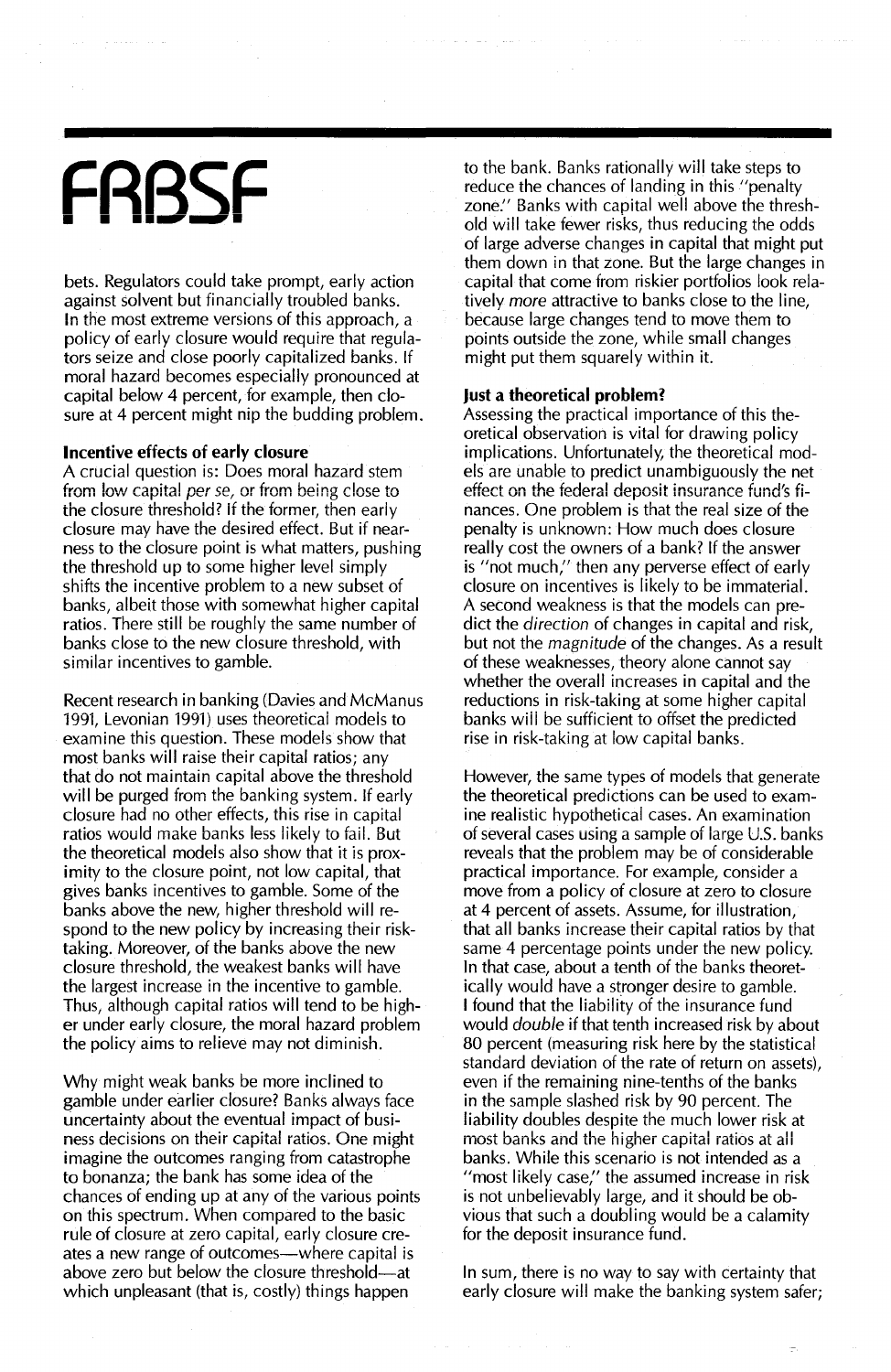bets. Regulators could take prompt, early action against solvent but financially troubled banks. In the most extreme versions of this approach, a policy of early closure would require that regulators seize and close poorly capitalized banks. If moral hazard becomes especially pronounced at capital below 4 percent, for example, then closure at 4 percent might nip the budding problem.

**Incentive effects of early closure**

A crucial question is: Does moral hazard stem from low capital *per se,* or from being close to the closure threshold? If the former, then early closure may have the desired effect. But if nearness to the closure point is what matters, pushing the threshold up to some higher level simply shifts the incentive problem to a new subset of banks, albeit those with somewhat higher capital ratios. There still be roughly the same number of banks close to the new closure threshold, with similar incentives to gamble.

Recent research in banking (Davies and McManus 1991, Levonian 1991) uses theoretical models to examine this question. These models show that most banks will raise their capital ratios; any that do not maintain capital above the threshold will be purged from the banking system. If early closure had no other effects, this rise in capital ratios would make banks less likely to fail. But the theoretical models also show that it is proximity to the closure point, not low capital, that gives banks incentives to gamble. Some of the banks above the new, higher threshold will respond to the new policy by increasing their risk-taking. Moreover, of the banks above the new closure threshold, the weakest banks will have the largest increase in the incentive to gamble. Thus, although capital ratios will tend to be higher under early closure, the moral hazard problem the policy aims to relieve may not diminish.

Why might weak banks be more inclined to gamble under earlier closure? Banks always face uncertainty about the eventual impact of business decisions on their capital ratios. One might imagine the outcomes ranging from catastrophe to bonanza; the bank has some idea of the chances of ending up at any of the various points on this spectrum. When compared to the basic rule of closure at zero capital, early closure creates a new range of outcomes—where capital is above zero but below the closure threshold—at which unpleasant (that is, costly) things happen to the bank. Banks rationally will take steps to reduce the chances of landing in this "penalty zone." Banks with capital well above the threshold will take fewer risks, thus reducing the odds of large adverse changes in capital that might put them down in that zone. But the large changes in capital that come from riskier portfolios look relatively *more* attractive to banks close to the line, because large changes tend to move them to points outside the zone, while small changes might put them squarely within it.

**Just a theoretical problem?**

Assessing the practical importance of this theoretical observation is vital for drawing policy implications. Unfortunately, the theoretical models are unable to predict unambiguously the net effect on the federal deposit insurance fund's finances. One problem is that the real size of the penalty is unknown: How much does closure really cost the owners of a bank? If the answer is "not much," then any perverse effect of early closure on incentives is likely to be immaterial. A second weakness is that the models can predict the *direction* of changes in capital and risk, but not the *magnitude* of the changes. As a result of these weaknesses, theory alone cannot say whether the overall increases in capital and the reductions in risk-taking at some higher capital banks will be sufficient to offset the predicted rise in risk-taking at low capital banks.

However, the same types of models that generate the theoretical predictions can be used to examine realistic hypothetical cases. An examination of several cases using a sample of large U.S. banks reveals that the problem may be of considerable practical importance. For example, consider a move from a policy of closure at zero to closure at 4 percent of assets. Assume, for illustration, that all banks increase their capital ratios by that same 4 percentage points under the new policy. In that case, about a tenth of the banks theoretically would have a stronger desire to gamble. I found that the liability of the insurance fund would *double* if that tenth increased risk by about 80 percent (measuring risk here by the statistical standard deviation of the rate of return on assets), even if the remaining nine-tenths of the banks in the sample slashed risk by 90 percent. The liability doubles despite the much lower risk at most banks and the higher capital ratios at all banks. While this scenario is not intended as a "most likely case," the assumed increase in risk is not unbelievably large, and it should be obvious that such a doubling would be a calamity for the deposit insurance fund.

In sum, there is no way to say with certainty that early closure will make the banking system safer;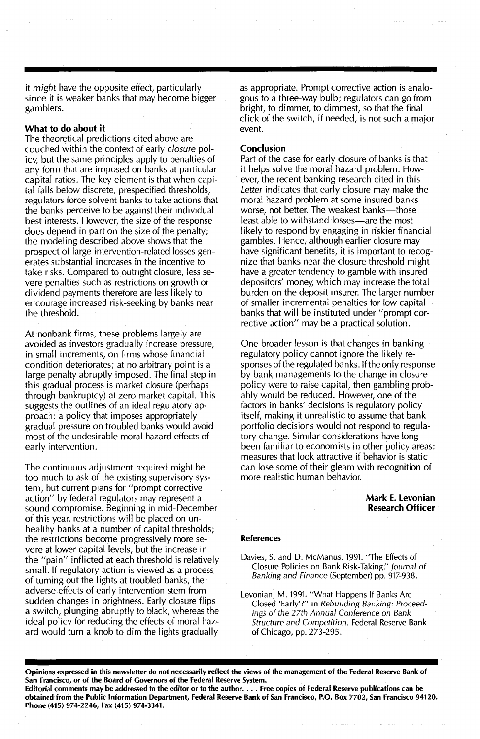it *might* have the opposite effect, particularly since it is weaker banks that may become bigger gamblers.

### What to do about it

The theoretical predictions cited above are couched within the context of early *closure* policy, but the same principles apply to penalties of any form that are imposed on banks at particular capital ratios. The key element is that when capital falls below discrete, prespecified thresholds, regulators force solvent banks to take actions that the banks perceive to be against their individual best interests. However, the size of the response does depend in part on the size of the penalty; the modeling described above shows that the prospect of large intervention-related losses generates substantial increases in the incentive to take risks. Compared to outright closure, less severe penalties such as restrictions on growth or dividend payments therefore are less likely to encourage increased risk-seeking by banks near the threshold.

At nonbank firms, these problems largely are avoided as investors gradually increase pressure, in small increments, on firms whose financial condition deteriorates; at no arbitrary point is a large penalty abruptly imposed. The final step in this gradual process is market closure (perhaps through bankruptcy) at zero market capital. This suggests the outlines of an ideal regulatory approach: a policy that imposes appropriately gradual pressure on troubled banks would avoid most of the undesirable moral hazard effects of early intervention.

The continuous adjustment required might be too much to ask of the existing supervisory system, but current plans for "prompt corrective action" by federal regulators may represent a sound compromise. Beginning in mid-December of this year, restrictions will be placed on unhealthy banks at a number of capital thresholds; the restrictions become progressively more severe at lower capital levels, but the increase in the "pain" inflicted at each threshold is relatively small. If regulatory action is viewed as a process of turning out the lights at troubled banks, the adverse effects of early intervention stem from sudden changes in brightness. Early closure flips a switch, plunging abruptly to black, whereas the ideal policy for reducing the effects of moral hazard would turn a knob to dim the lights gradually as appropriate. Prompt corrective action is analogous to a three-way bulb; regulators can go from bright, to dimmer, to dimmest, so that the final click of the switch, if needed, is not such a major event.

### Conclusion

Part of the case for early closure of banks is that it helps solve the moral hazard problem. However, the recent banking research cited in this *Letter* indicates that early closure may make the moral hazard problem at some insured banks worse, not better. The weakest banks—those least able to withstand losses—are the most likely to respond by engaging in riskier financial gambles. Hence, although earlier closure may have significant benefits, it is important to recognize that banks near the closure threshold might have a greater tendency to gamble with insured depositors' money, which may increase the total burden on the deposit insurer. The larger number of smaller incremental penalties for low capital banks that will be instituted under "prompt corrective action" may be a practical solution.

One broader lesson is that changes in banking regulatory policy cannot ignore the likely responses of the regulated banks. If the only response by bank managements to the change in closure policy were to raise capital, then gambling probably would be reduced. However, one of the factors in banks' decisions is regulatory policy itself, making it unrealistic to assume that bank portfolio decisions would not respond to regulatory change. Similar considerations have long been familiar to economists in other policy areas: measures that look attractive if behavior is static can lose some of their gleam with recognition of more realistic human behavior.

**Mark E. Levonian**
**Research Officer**

#### References

Davies, S. and D. McManus. 1991. "The Effects of Closure Policies on Bank Risk-Taking." *Journal of Banking and Finance* (September) pp. 917-938.

Levonian, M. 1991. "What Happens If Banks Are Closed 'Early'?" in *Rebuilding Banking: Proceedings of the 27th Annual Conference on Bank Structure and Competition.* Federal Reserve Bank of Chicago, pp. 273-295.

**Opinions expressed in this newsletter do not necessarily reflect the views of the management of the Federal Reserve Bank of San Francisco, or of the Board of Governors of the Federal Reserve System.**
**Editorial comments may be addressed to the editor or to the author. . . . Free copies of Federal Reserve publications can be obtained from the Public Information Department, Federal Reserve Bank of San Francisco, P.O. Box 7702, San Francisco 94120. Phone (415) 974-2246, Fax (415) 974-3341.**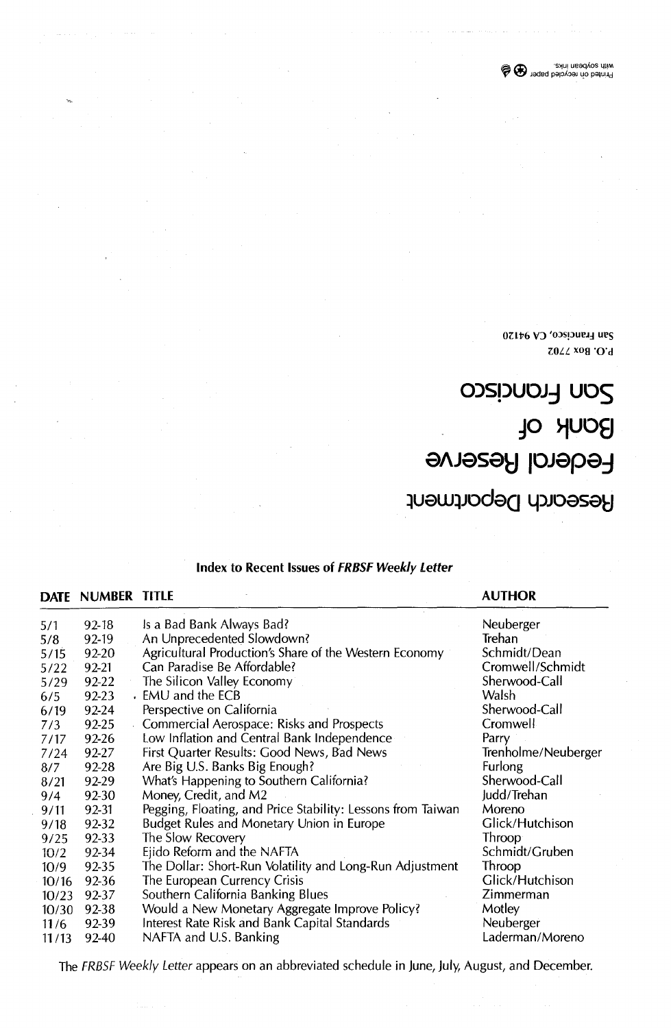Printed on recycled paper with soybean inks.

Research Department

Federal Reserve

Bank of

San Francisco

P.O. Box 7702

San Francisco, CA 94120

**Index to Recent Issues of *FRBSF Weekly Letter***

| DATE | NUMBER | TITLE | AUTHOR |
|---|---|---|---|
| 5/1 | 92-18 | Is a Bad Bank Always Bad? | Neuberger |
| 5/8 | 92-19 | An Unprecedented Slowdown? | Trehan |
| 5/15 | 92-20 | Agricultural Production's Share of the Western Economy | Schmidt/Dean |
| 5/22 | 92-21 | Can Paradise Be Affordable? | Cromwell/Schmidt |
| 5/29 | 92-22 | The Silicon Valley Economy | Sherwood-Call |
| 6/5 | 92-23 | EMU and the ECB | Walsh |
| 6/19 | 92-24 | Perspective on California | Sherwood-Call |
| 7/3 | 92-25 | Commercial Aerospace: Risks and Prospects | Cromwell |
| 7/17 | 92-26 | Low Inflation and Central Bank Independence | Parry |
| 7/24 | 92-27 | First Quarter Results: Good News, Bad News | Trenholme/Neuberger |
| 8/7 | 92-28 | Are Big U.S. Banks Big Enough? | Furlong |
| 8/21 | 92-29 | What's Happening to Southern California? | Sherwood-Call |
| 9/4 | 92-30 | Money, Credit, and M2 | Judd/Trehan |
| 9/11 | 92-31 | Pegging, Floating, and Price Stability: Lessons from Taiwan | Moreno |
| 9/18 | 92-32 | Budget Rules and Monetary Union in Europe | Glick/Hutchison |
| 9/25 | 92-33 | The Slow Recovery | Throop |
| 10/2 | 92-34 | Ejido Reform and the NAFTA | Schmidt/Gruben |
| 10/9 | 92-35 | The Dollar: Short-Run Volatility and Long-Run Adjustment | Throop |
| 10/16 | 92-36 | The European Currency Crisis | Glick/Hutchison |
| 10/23 | 92-37 | Southern California Banking Blues | Zimmerman |
| 10/30 | 92-38 | Would a New Monetary Aggregate Improve Policy? | Motley |
| 11/6 | 92-39 | Interest Rate Risk and Bank Capital Standards | Neuberger |
| 11/13 | 92-40 | NAFTA and U.S. Banking | Laderman/Moreno |

The *FRBSF Weekly Letter* appears on an abbreviated schedule in June, July, August, and December.